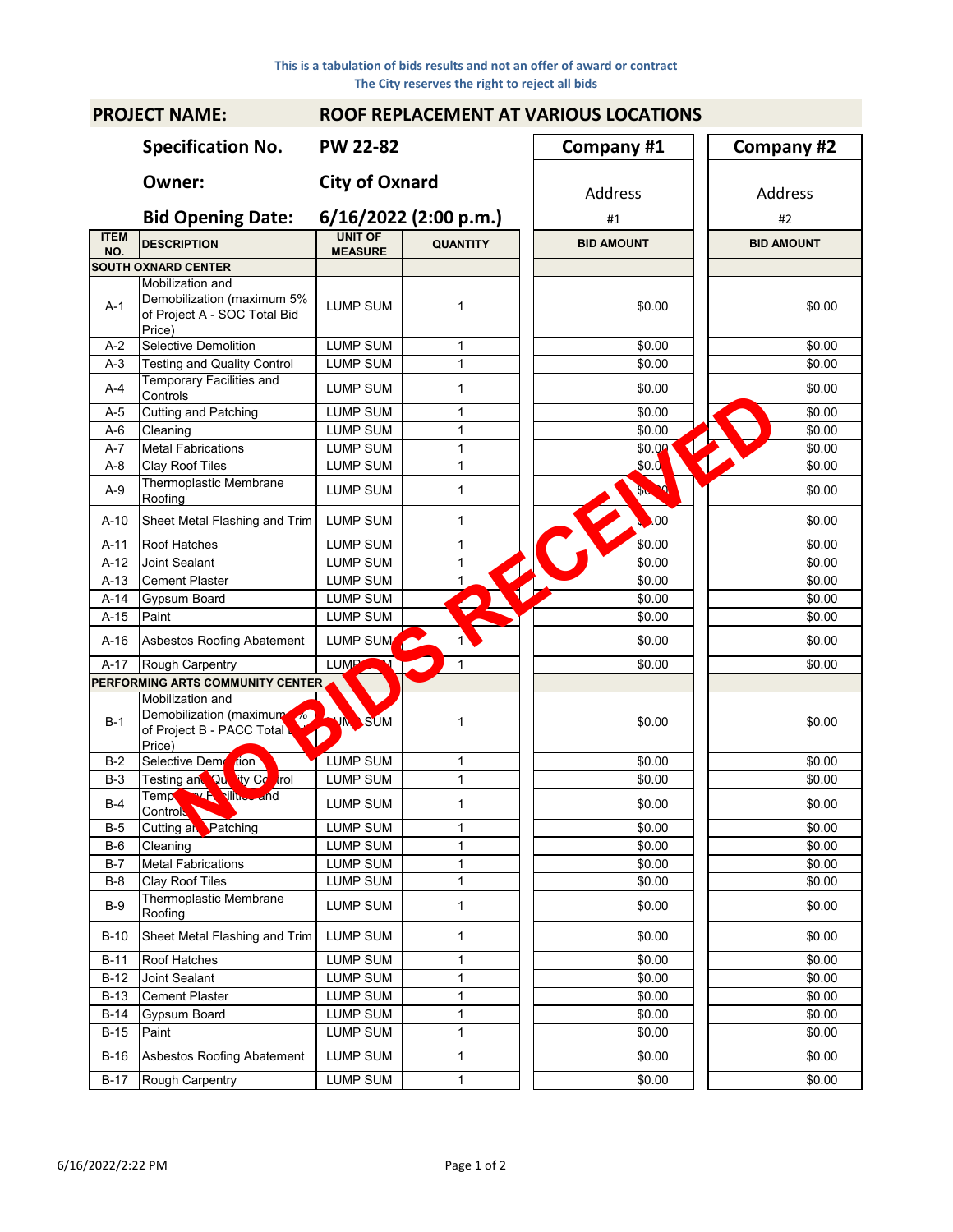This is a tabulation of bids results and not an offer of award or contract
The City reserves the right to reject all bids

**PROJECT NAME:** ROOF REPLACEMENT AT VARIOUS LOCATIONS

| | | | | Company #1 | Company #2 |
|---|---|---|---|---|---|
| **Specification No.** | PW 22-82 | | | Address | Address |
| **Owner:** | City of Oxnard | | | | |
| **Bid Opening Date:** | 6/16/2022 (2:00 p.m.) | | | #1 | #2 |

NO BIDS RECEIVED

| ITEM NO. | DESCRIPTION | UNIT OF MEASURE | QUANTITY | BID AMOUNT | BID AMOUNT |
|---|---|---|---|---|---|
| **SOUTH OXNARD CENTER** | | | | | |
| A-1 | Mobilization and Demobilization (maximum 5% of Project A - SOC Total Bid Price) | LUMP SUM | 1 | $0.00 | $0.00 |
| A-2 | Selective Demolition | LUMP SUM | 1 | $0.00 | $0.00 |
| A-3 | Testing and Quality Control | LUMP SUM | 1 | $0.00 | $0.00 |
| A-4 | Temporary Facilities and Controls | LUMP SUM | 1 | $0.00 | $0.00 |
| A-5 | Cutting and Patching | LUMP SUM | 1 | $0.00 | $0.00 |
| A-6 | Cleaning | LUMP SUM | 1 | $0.00 | $0.00 |
| A-7 | Metal Fabrications | LUMP SUM | 1 | $0.00 | $0.00 |
| A-8 | Clay Roof Tiles | LUMP SUM | 1 | $0.00 | $0.00 |
| A-9 | Thermoplastic Membrane Roofing | LUMP SUM | 1 | $0.00 | $0.00 |
| A-10 | Sheet Metal Flashing and Trim | LUMP SUM | 1 | $0.00 | $0.00 |
| A-11 | Roof Hatches | LUMP SUM | 1 | $0.00 | $0.00 |
| A-12 | Joint Sealant | LUMP SUM | 1 | $0.00 | $0.00 |
| A-13 | Cement Plaster | LUMP SUM | 1 | $0.00 | $0.00 |
| A-14 | Gypsum Board | LUMP SUM | 1 | $0.00 | $0.00 |
| A-15 | Paint | LUMP SUM | 1 | $0.00 | $0.00 |
| A-16 | Asbestos Roofing Abatement | LUMP SUM | 1 | $0.00 | $0.00 |
| A-17 | Rough Carpentry | LUMP SUM | 1 | $0.00 | $0.00 |
| **PERFORMING ARTS COMMUNITY CENTER** | | | | | |
| B-1 | Mobilization and Demobilization (maximum 5% of Project B - PACC Total Bid Price) | LUMP SUM | 1 | $0.00 | $0.00 |
| B-2 | Selective Demolition | LUMP SUM | 1 | $0.00 | $0.00 |
| B-3 | Testing and Quality Control | LUMP SUM | 1 | $0.00 | $0.00 |
| B-4 | Temporary Facilities and Controls | LUMP SUM | 1 | $0.00 | $0.00 |
| B-5 | Cutting and Patching | LUMP SUM | 1 | $0.00 | $0.00 |
| B-6 | Cleaning | LUMP SUM | 1 | $0.00 | $0.00 |
| B-7 | Metal Fabrications | LUMP SUM | 1 | $0.00 | $0.00 |
| B-8 | Clay Roof Tiles | LUMP SUM | 1 | $0.00 | $0.00 |
| B-9 | Thermoplastic Membrane Roofing | LUMP SUM | 1 | $0.00 | $0.00 |
| B-10 | Sheet Metal Flashing and Trim | LUMP SUM | 1 | $0.00 | $0.00 |
| B-11 | Roof Hatches | LUMP SUM | 1 | $0.00 | $0.00 |
| B-12 | Joint Sealant | LUMP SUM | 1 | $0.00 | $0.00 |
| B-13 | Cement Plaster | LUMP SUM | 1 | $0.00 | $0.00 |
| B-14 | Gypsum Board | LUMP SUM | 1 | $0.00 | $0.00 |
| B-15 | Paint | LUMP SUM | 1 | $0.00 | $0.00 |
| B-16 | Asbestos Roofing Abatement | LUMP SUM | 1 | $0.00 | $0.00 |
| B-17 | Rough Carpentry | LUMP SUM | 1 | $0.00 | $0.00 |

6/16/2022 2:22 PM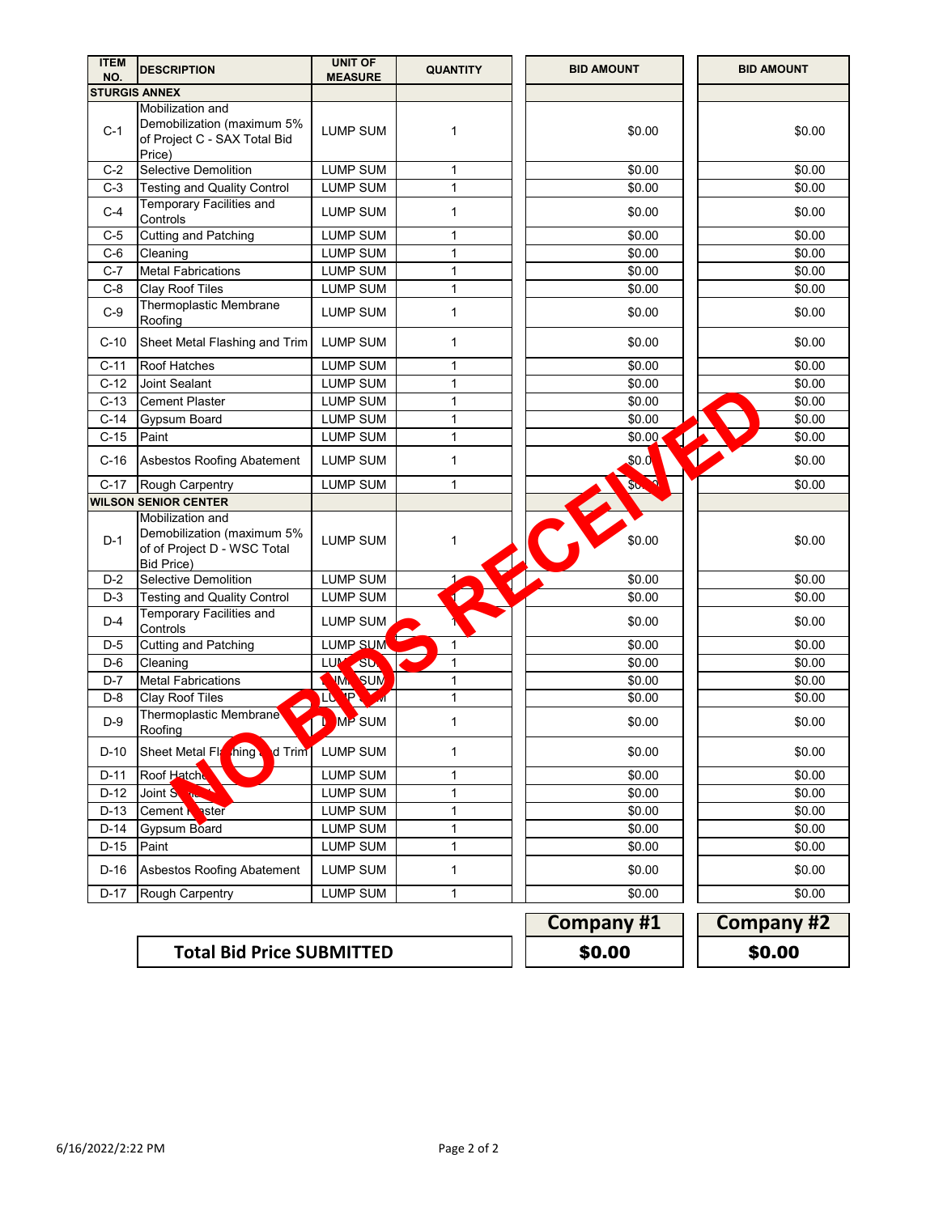| ITEM NO. | DESCRIPTION | UNIT OF MEASURE | QUANTITY | BID AMOUNT | BID AMOUNT |
|---|---|---|---|---|---|
| **STURGIS ANNEX** | | | | | |
| C-1 | Mobilization and Demobilization (maximum 5% of Project C - SAX Total Bid Price) | LUMP SUM | 1 | $0.00 | $0.00 |
| C-2 | Selective Demolition | LUMP SUM | 1 | $0.00 | $0.00 |
| C-3 | Testing and Quality Control | LUMP SUM | 1 | $0.00 | $0.00 |
| C-4 | Temporary Facilities and Controls | LUMP SUM | 1 | $0.00 | $0.00 |
| C-5 | Cutting and Patching | LUMP SUM | 1 | $0.00 | $0.00 |
| C-6 | Cleaning | LUMP SUM | 1 | $0.00 | $0.00 |
| C-7 | Metal Fabrications | LUMP SUM | 1 | $0.00 | $0.00 |
| C-8 | Clay Roof Tiles | LUMP SUM | 1 | $0.00 | $0.00 |
| C-9 | Thermoplastic Membrane Roofing | LUMP SUM | 1 | $0.00 | $0.00 |
| C-10 | Sheet Metal Flashing and Trim | LUMP SUM | 1 | $0.00 | $0.00 |
| C-11 | Roof Hatches | LUMP SUM | 1 | $0.00 | $0.00 |
| C-12 | Joint Sealant | LUMP SUM | 1 | $0.00 | $0.00 |
| C-13 | Cement Plaster | LUMP SUM | 1 | $0.00 | $0.00 |
| C-14 | Gypsum Board | LUMP SUM | 1 | $0.00 | $0.00 |
| C-15 | Paint | LUMP SUM | 1 | $0.00 | $0.00 |
| C-16 | Asbestos Roofing Abatement | LUMP SUM | 1 | $0.00 | $0.00 |
| C-17 | Rough Carpentry | LUMP SUM | 1 | $0.00 | $0.00 |
| **WILSON SENIOR CENTER** | | | | | |
| D-1 | Mobilization and Demobilization (maximum 5% of of Project D - WSC Total Bid Price) | LUMP SUM | 1 | $0.00 | $0.00 |
| D-2 | Selective Demolition | LUMP SUM | 1 | $0.00 | $0.00 |
| D-3 | Testing and Quality Control | LUMP SUM | 1 | $0.00 | $0.00 |
| D-4 | Temporary Facilities and Controls | LUMP SUM | 1 | $0.00 | $0.00 |
| D-5 | Cutting and Patching | LUMP SUM | 1 | $0.00 | $0.00 |
| D-6 | Cleaning | LUMP SUM | 1 | $0.00 | $0.00 |
| D-7 | Metal Fabrications | LUMP SUM | 1 | $0.00 | $0.00 |
| D-8 | Clay Roof Tiles | LUMP SUM | 1 | $0.00 | $0.00 |
| D-9 | Thermoplastic Membrane Roofing | LUMP SUM | 1 | $0.00 | $0.00 |
| D-10 | Sheet Metal Flashing and Trim | LUMP SUM | 1 | $0.00 | $0.00 |
| D-11 | Roof Hatches | LUMP SUM | 1 | $0.00 | $0.00 |
| D-12 | Joint Sealant | LUMP SUM | 1 | $0.00 | $0.00 |
| D-13 | Cement Plaster | LUMP SUM | 1 | $0.00 | $0.00 |
| D-14 | Gypsum Board | LUMP SUM | 1 | $0.00 | $0.00 |
| D-15 | Paint | LUMP SUM | 1 | $0.00 | $0.00 |
| D-16 | Asbestos Roofing Abatement | LUMP SUM | 1 | $0.00 | $0.00 |
| D-17 | Rough Carpentry | LUMP SUM | 1 | $0.00 | $0.00 |

| | Company #1 | Company #2 |
|---|---|---|
| **Total Bid Price SUBMITTED** | **$0.00** | **$0.00** |

NO BIDS RECEIVED

6/16/2022/2:22 PM